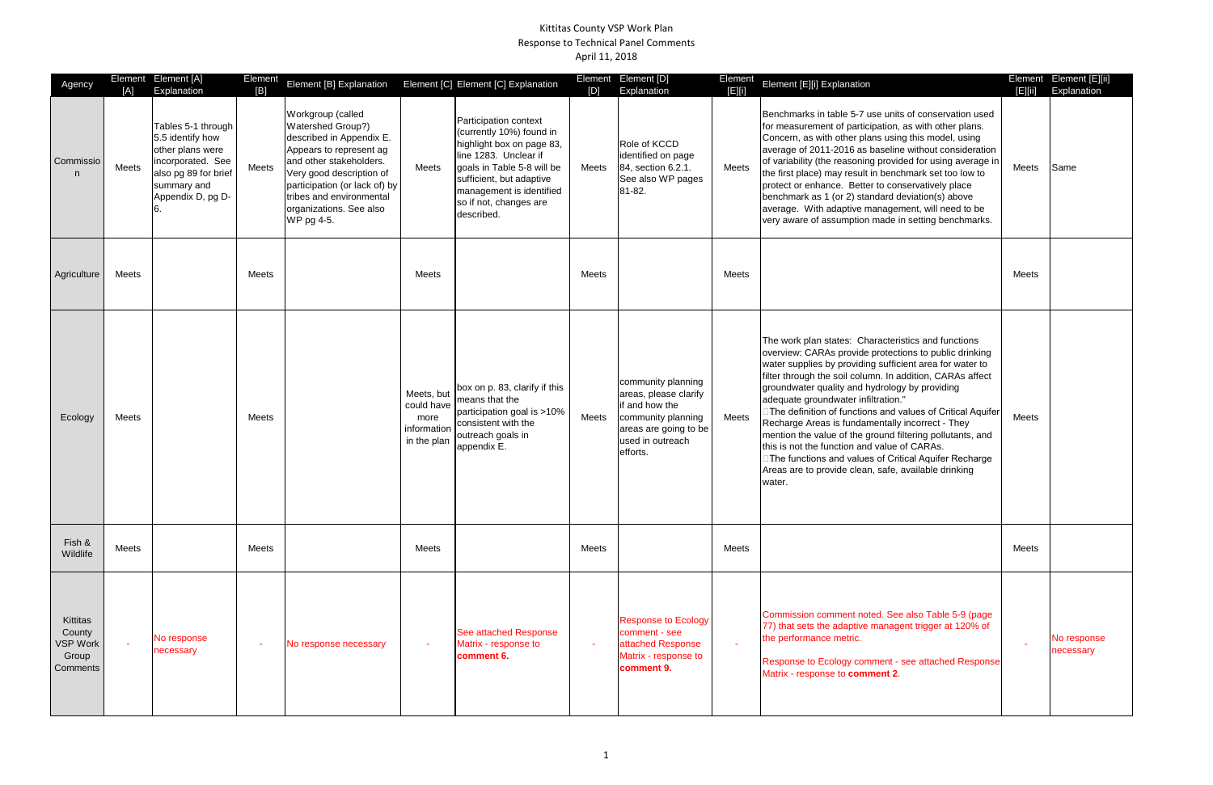# Kittitas County VSP Work Plan
## Response to Technical Panel Comments
April 11, 2018

| Agency | Element [A] | Element [A] Explanation | Element [B] | Element [B] Explanation | Element [C] | Element [C] Explanation | Element [D] | Element [D] Explanation | Element [E][i] | Element [E][i] Explanation | Element [E][ii] | Element [E][ii] Explanation |
|---|---|---|---|---|---|---|---|---|---|---|---|---|
| Commission | Meets | Tables 5-1 through 5.5 identify how other plans were incorporated. See also pg 89 for brief summary and Appendix D, pg D-6. | Meets | Workgroup (called Watershed Group?) described in Appendix E. Appears to represent ag and other stakeholders. Very good description of participation (or lack of) by tribes and environmental organizations. See also WP pg 4-5. | Meets | Participation context (currently 10%) found in highlight box on page 83, line 1283. Unclear if goals in Table 5-8 will be sufficient, but adaptive management is identified so if not, changes are described. | Meets | Role of KCCD identified on page 84, section 6.2.1. See also WP pages 81-82. | Meets | Benchmarks in table 5-7 use units of conservation used for measurement of participation, as with other plans. Concern, as with other plans using this model, using average of 2011-2016 as baseline without consideration of variability (the reasoning provided for using average in the first place) may result in benchmark set too low to protect or enhance. Better to conservatively place benchmark as 1 (or 2) standard deviation(s) above average. With adaptive management, will need to be very aware of assumption made in setting benchmarks. | Meets | Same |
| Agriculture | Meets | | Meets | | Meets | | Meets | | Meets | | Meets | |
| Ecology | Meets | | Meets | | Meets, but could have more information in the plan | box on p. 83, clarify if this means that the participation goal is >10% consistent with the outreach goals in appendix E. | Meets | community planning areas, please clarify if and how the community planning areas are going to be used in outreach efforts. | Meets | The work plan states: Characteristics and functions overview: CARAs provide protections to public drinking water supplies by providing sufficient area for water to filter through the soil column. In addition, CARAs affect groundwater quality and hydrology by providing adequate groundwater infiltration." The definition of functions and values of Critical Aquifer Recharge Areas is fundamentally incorrect - They mention the value of the ground filtering pollutants, and this is not the function and value of CARAs. The functions and values of Critical Aquifer Recharge Areas are to provide clean, safe, available drinking water. | Meets | |
| Fish & Wildlife | Meets | | Meets | | Meets | | Meets | | Meets | | Meets | |
| Kittitas County VSP Work Group Comments | - | No response necessary | - | No response necessary | - | See attached Response Matrix - response to **comment 6.** | - | Response to Ecology comment - see attached Response Matrix - response to **comment 9.** | - | Commission comment noted. See also Table 5-9 (page 77) that sets the adaptive managent trigger at 120% of the performance metric. Response to Ecology comment - see attached Response Matrix - response to **comment 2**. | - | No response necessary |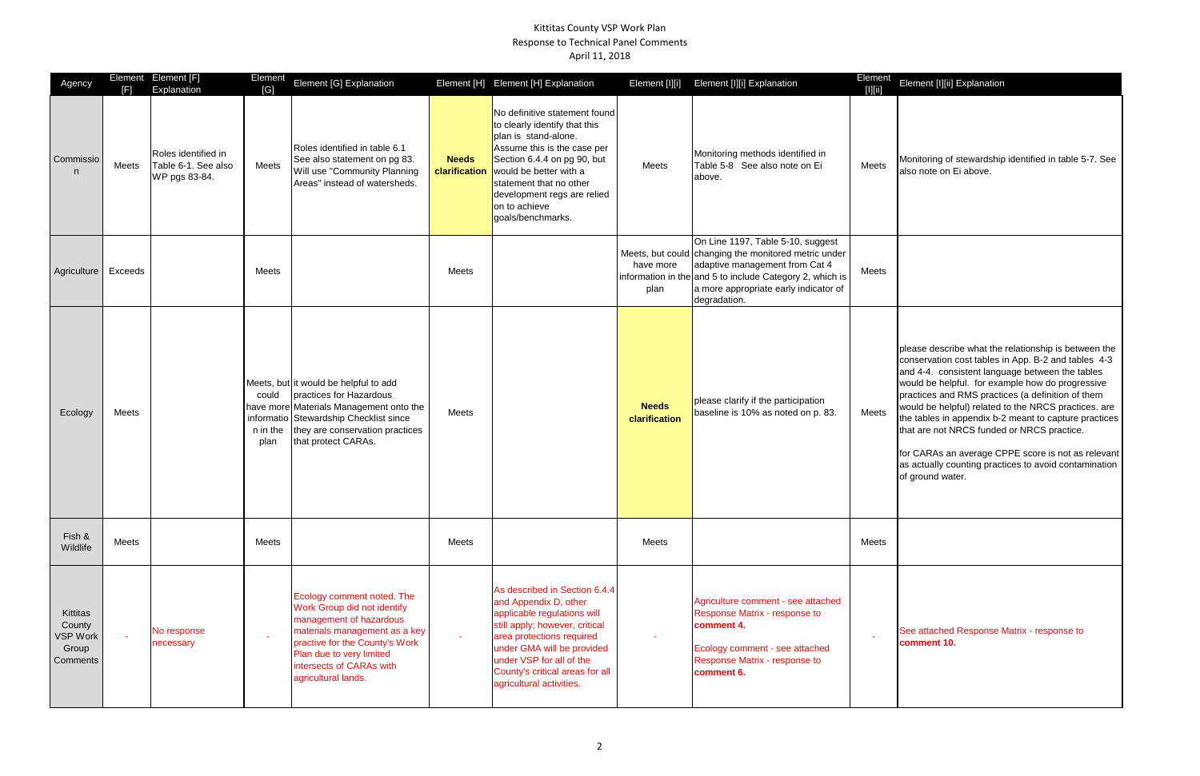# Kittitas County VSP Work Plan
## Response to Technical Panel Comments
### April 11, 2018

| Agency | Element [F] | Element [F] Explanation | Element [G] | Element [G] Explanation | Element [H] | Element [H] Explanation | Element [I][i] | Element [I][i] Explanation | Element [I][ii] | Element [I][ii] Explanation |
|---|---|---|---|---|---|---|---|---|---|---|
| Commission | Meets | Roles identified in Table 6-1. See also WP pgs 83-84. | Meets | Roles identified in table 6.1 See also statement on pg 83. Will use "Community Planning Areas" instead of watersheds. | **Needs clarification** | No definitive statement found to clearly identify that this plan is stand-alone. Assume this is the case per Section 6.4.4 on pg 90, but would be better with a statement that no other development regs are relied on to achieve goals/benchmarks. | Meets | Monitoring methods identified in Table 5-8 See also note on Ei above. | Meets | Monitoring of stewardship identified in table 5-7. See also note on Ei above. |
| Agriculture | Exceeds | | Meets | | Meets | | Meets, but could have more information in the plan | On Line 1197, Table 5-10, suggest changing the monitored metric under adaptive management from Cat 4 and 5 to include Category 2, which is a more appropriate early indicator of degradation. | Meets | |
| Ecology | Meets | | Meets, but could have more information in the plan | it would be helpful to add practices for Hazardous Materials Management onto the Stewardship Checklist since they are conservation practices that protect CARAs. | Meets | | **Needs clarification** | please clarify if the participation baseline is 10% as noted on p. 83. | Meets | please describe what the relationship is between the conservation cost tables in App. B-2 and tables 4-3 and 4-4. consistent language between the tables would be helpful. for example how do progressive practices and RMS practices (a definition of them would be helpful) related to the NRCS practices. are the tables in appendix b-2 meant to capture practices that are not NRCS funded or NRCS practice.<br><br>for CARAs an average CPPE score is not as relevant as actually counting practices to avoid contamination of ground water. |
| Fish & Wildlife | Meets | | Meets | | Meets | | Meets | | Meets | |
| Kittitas County VSP Work Group Comments | - | No response necessary | - | Ecology comment noted. The Work Group did not identify management of hazardous materials management as a key practive for the County's Work Plan due to very limited intersects of CARAs with agricultural lands. | - | As described in Section 6.4.4 and Appendix D, other applicable regulations will still apply; however, critical area protections required under GMA will be provided under VSP for all of the County's critical areas for all agricultural activities. | - | Agriculture comment - see attached Response Matrix - response to **comment 4.**<br><br>Ecology comment - see attached Response Matrix - response to **comment 6.** | - | See attached Response Matrix - response to **comment 10.** |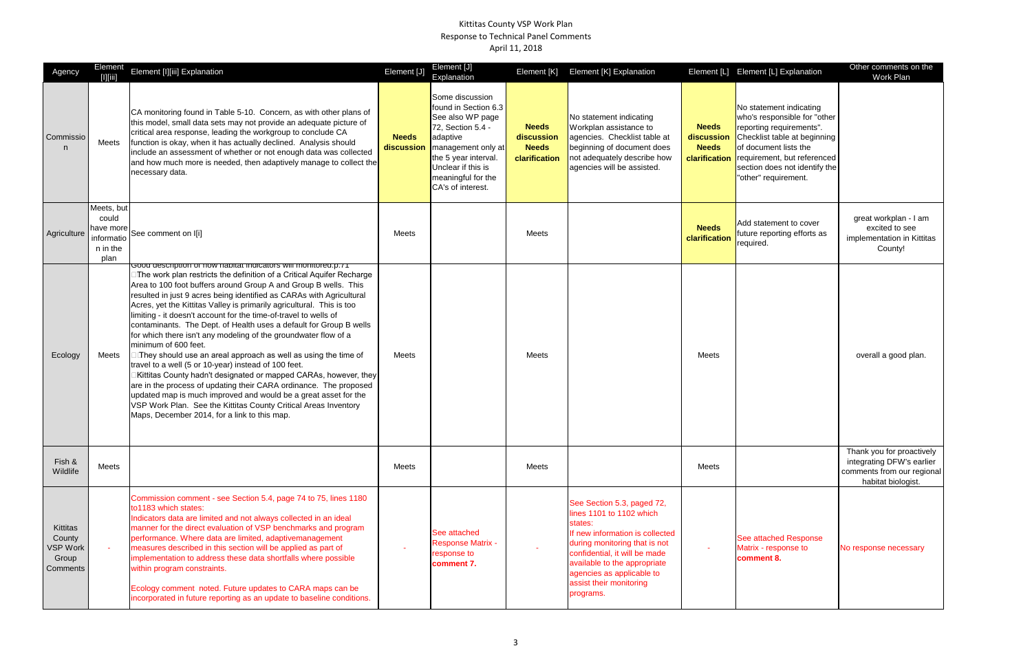Kittitas County VSP Work Plan
Response to Technical Panel Comments
April 11, 2018

| Agency | Element [I][iii] | Element [I][iii] Explanation | Element [J] | Element [J] Explanation | Element [K] | Element [K] Explanation | Element [L] | Element [L] Explanation | Other comments on the Work Plan |
|---|---|---|---|---|---|---|---|---|---|
| Commission | Meets | CA monitoring found in Table 5-10. Concern, as with other plans of this model, small data sets may not provide an adequate picture of critical area response, leading the workgroup to conclude CA function is okay, when it has actually declined. Analysis should include an assessment of whether or not enough data was collected and how much more is needed, then adaptively manage to collect the necessary data. | **Needs discussion** | Some discussion found in Section 6.3 See also WP page 72, Section 5.4 - adaptive management only at the 5 year interval. Unclear if this is meaningful for the CA's of interest. | **Needs discussion Needs clarification** | No statement indicating Workplan assistance to agencies. Checklist table at beginning of document does not adequately describe how agencies will be assisted. | **Needs discussion Needs clarification** | No statement indicating who's responsible for "other reporting requirements". Checklist table at beginning of document lists the requirement, but referenced section does not identify the "other" requirement. | |
| Agriculture | Meets, but could have more information in the plan | See comment on I[i] | Meets | | Meets | | **Needs clarification** | Add statement to cover future reporting efforts as required. | great workplan - I am excited to see implementation in Kittitas County! |
| Ecology | Meets | Good description of how habitat indicators will monitored.p.71<br>The work plan restricts the definition of a Critical Aquifer Recharge Area to 100 foot buffers around Group A and Group B wells. This resulted in just 9 acres being identified as CARAs with Agricultural Acres, yet the Kittitas Valley is primarily agricultural. This is too limiting - it doesn't account for the time-of-travel to wells of contaminants. The Dept. of Health uses a default for Group B wells for which there isn't any modeling of the groundwater flow of a minimum of 600 feet.<br>They should use an areal approach as well as using the time of travel to a well (5 or 10-year) instead of 100 feet.<br>Kittitas County hadn't designated or mapped CARAs, however, they are in the process of updating their CARA ordinance. The proposed updated map is much improved and would be a great asset for the VSP Work Plan. See the Kittitas County Critical Areas Inventory Maps, December 2014, for a link to this map. | Meets | | Meets | | Meets | | overall a good plan. |
| Fish & Wildlife | Meets | | Meets | | Meets | | Meets | | Thank you for proactively integrating DFW's earlier comments from our regional habitat biologist. |
| Kittitas County VSP Work Group Comments | - | Commission comment - see Section 5.4, page 74 to 75, lines 1180 to1183 which states:<br>Indicators data are limited and not always collected in an ideal manner for the direct evaluation of VSP benchmarks and program performance. Where data are limited, adaptivemanagement measures described in this section will be applied as part of implementation to address these data shortfalls where possible within program constraints.<br><br>Ecology comment noted. Future updates to CARA maps can be incorporated in future reporting as an update to baseline conditions. | - | See attached Response Matrix - response to **comment 7.** | - | See Section 5.3, paged 72, lines 1101 to 1102 which states:<br>If new information is collected during monitoring that is not confidential, it will be made available to the appropriate agencies as applicable to assist their monitoring programs. | - | See attached Response Matrix - response to **comment 8.** | No response necessary |